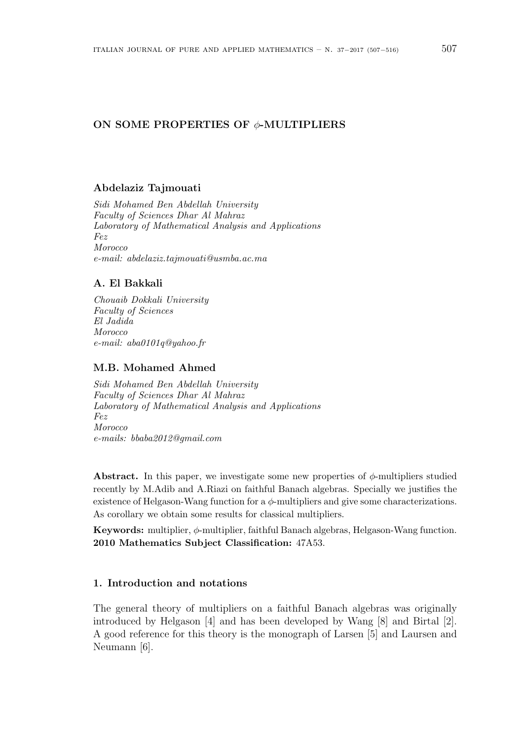# ON SOME PROPERTIES OF $\phi$-MULTIPLIERS

**Abdelaziz Tajmouati**

*Sidi Mohamed Ben Abdellah University*
*Faculty of Sciences Dhar Al Mahraz*
*Laboratory of Mathematical Analysis and Applications*
*Fez*
*Morocco*
*e-mail: abdelaziz.tajmouati@usmba.ac.ma*

**A. El Bakkali**

*Chouaib Dokkali University*
*Faculty of Sciences*
*El Jadida*
*Morocco*
*e-mail: aba0101q@yahoo.fr*

**M.B. Mohamed Ahmed**

*Sidi Mohamed Ben Abdellah University*
*Faculty of Sciences Dhar Al Mahraz*
*Laboratory of Mathematical Analysis and Applications*
*Fez*
*Morocco*
*e-mails: bbaba2012@gmail.com*

**Abstract.** In this paper, we investigate some new properties of $\phi$-multipliers studied recently by M.Adib and A.Riazi on faithful Banach algebras. Specially we justifies the existence of Helgason-Wang function for a $\phi$-multipliers and give some characterizations. As corollary we obtain some results for classical multipliers.

**Keywords:** multiplier, $\phi$-multiplier, faithful Banach algebras, Helgason-Wang function.
**2010 Mathematics Subject Classification:** 47A53.

## 1. Introduction and notations

The general theory of multipliers on a faithful Banach algebras was originally introduced by Helgason [4] and has been developed by Wang [8] and Birtal [2]. A good reference for this theory is the monograph of Larsen [5] and Laursen and Neumann [6].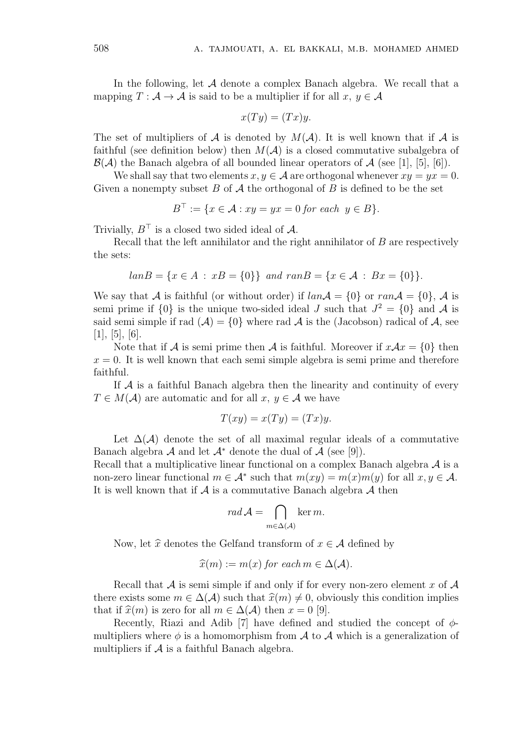In the following, let $\mathcal{A}$ denote a complex Banach algebra. We recall that a mapping $T : \mathcal{A} \to \mathcal{A}$ is said to be a multiplier if for all $x,\ y \in \mathcal{A}$

$$x(Ty) = (Tx)y.$$

The set of multipliers of $\mathcal{A}$ is denoted by $M(\mathcal{A})$. It is well known that if $\mathcal{A}$ is faithful (see definition below) then $M(\mathcal{A})$ is a closed commutative subalgebra of $\mathcal{B}(\mathcal{A})$ the Banach algebra of all bounded linear operators of $\mathcal{A}$ (see [1], [5], [6]).

We shall say that two elements $x, y \in \mathcal{A}$ are orthogonal whenever $xy = yx = 0$. Given a nonempty subset $B$ of $\mathcal{A}$ the orthogonal of $B$ is defined to be the set

$$B^{\top} := \{x \in \mathcal{A} : xy = yx = 0 \textit{ for each } \ y \in B\}.$$

Trivially, $B^{\top}$ is a closed two sided ideal of $\mathcal{A}$.

Recall that the left annihilator and the right annihilator of $B$ are respectively the sets:

$$lanB = \{x \in A \ : \ xB = \{0\}\} \ \textit{and} \ ranB = \{x \in \mathcal{A} \ : \ Bx = \{0\}\}.$$

We say that $\mathcal{A}$ is faithful (or without order) if $lan\mathcal{A} = \{0\}$ or $ran\mathcal{A} = \{0\}$, $\mathcal{A}$ is semi prime if $\{0\}$ is the unique two-sided ideal $J$ such that $J^2 = \{0\}$ and $\mathcal{A}$ is said semi simple if rad $(\mathcal{A}) = \{0\}$ where rad $\mathcal{A}$ is the (Jacobson) radical of $\mathcal{A}$, see [1], [5], [6].

Note that if $\mathcal{A}$ is semi prime then $\mathcal{A}$ is faithful. Moreover if $x\mathcal{A}x = \{0\}$ then $x = 0$. It is well known that each semi simple algebra is semi prime and therefore faithful.

If $\mathcal{A}$ is a faithful Banach algebra then the linearity and continuity of every $T \in M(\mathcal{A})$ are automatic and for all $x,\ y \in \mathcal{A}$ we have

$$T(xy) = x(Ty) = (Tx)y.$$

Let $\Delta(\mathcal{A})$ denote the set of all maximal regular ideals of a commutative Banach algebra $\mathcal{A}$ and let $\mathcal{A}^*$ denote the dual of $\mathcal{A}$ (see [9]).
Recall that a multiplicative linear functional on a complex Banach algebra $\mathcal{A}$ is a non-zero linear functional $m \in \mathcal{A}^*$ such that $m(xy) = m(x)m(y)$ for all $x, y \in \mathcal{A}$. It is well known that if $\mathcal{A}$ is a commutative Banach algebra $\mathcal{A}$ then

$$rad\, \mathcal{A} = \bigcap_{m \in \Delta(\mathcal{A})} \ker m.$$

Now, let $\widehat{x}$ denotes the Gelfand transform of $x \in \mathcal{A}$ defined by

$$\widehat{x}(m) := m(x) \textit{ for each}\, m \in \Delta(\mathcal{A}).$$

Recall that $\mathcal{A}$ is semi simple if and only if for every non-zero element $x$ of $\mathcal{A}$ there exists some $m \in \Delta(\mathcal{A})$ such that $\widehat{x}(m) \neq 0$, obviously this condition implies that if $\widehat{x}(m)$ is zero for all $m \in \Delta(\mathcal{A})$ then $x = 0$ [9].

Recently, Riazi and Adib [7] have defined and studied the concept of $\phi$-multipliers where $\phi$ is a homomorphism from $\mathcal{A}$ to $\mathcal{A}$ which is a generalization of multipliers if $\mathcal{A}$ is a faithful Banach algebra.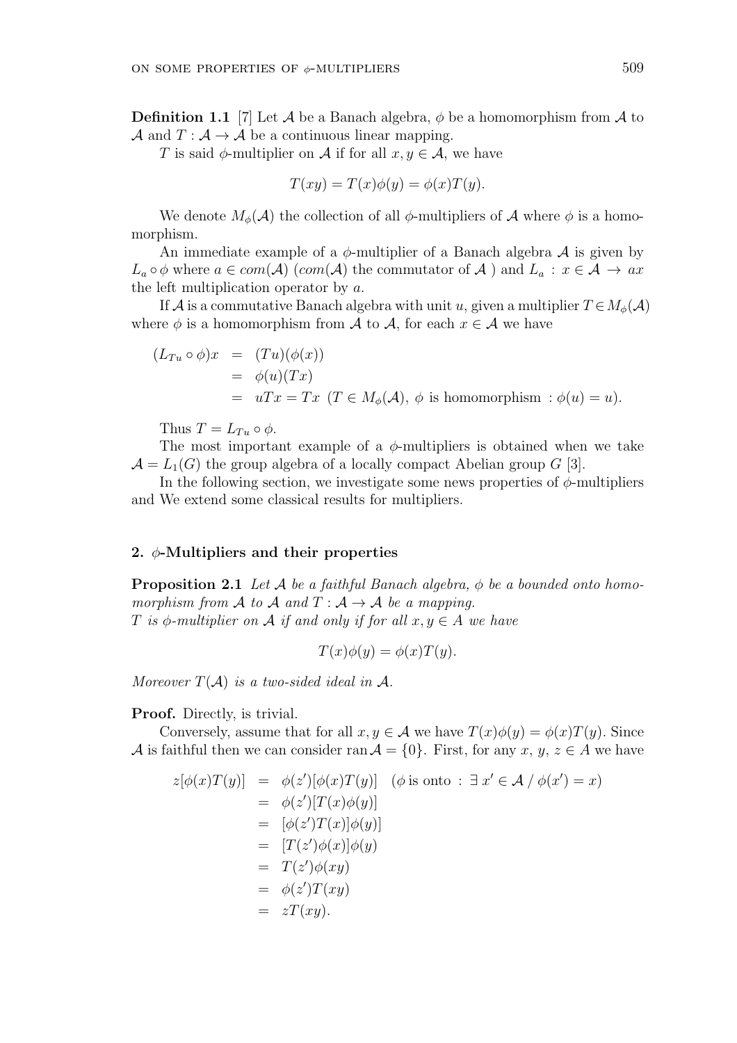**Definition 1.1** [7] Let $\mathcal{A}$ be a Banach algebra, $\phi$ be a homomorphism from $\mathcal{A}$ to $\mathcal{A}$ and $T : \mathcal{A} \to \mathcal{A}$ be a continuous linear mapping.

$T$ is said $\phi$-multiplier on $\mathcal{A}$ if for all $x, y \in \mathcal{A}$, we have

$$T(xy) = T(x)\phi(y) = \phi(x)T(y).$$

We denote $M_\phi(\mathcal{A})$ the collection of all $\phi$-multipliers of $\mathcal{A}$ where $\phi$ is a homomorphism.

An immediate example of a $\phi$-multiplier of a Banach algebra $\mathcal{A}$ is given by $L_a \circ \phi$ where $a \in com(\mathcal{A})$ ($com(\mathcal{A})$ the commutator of $\mathcal{A}$ ) and $L_a : x \in \mathcal{A} \to ax$ the left multiplication operator by $a$.

If $\mathcal{A}$ is a commutative Banach algebra with unit $u$, given a multiplier $T \in M_\phi(\mathcal{A})$ where $\phi$ is a homomorphism from $\mathcal{A}$ to $\mathcal{A}$, for each $x \in \mathcal{A}$ we have

$$\begin{aligned}
(L_{Tu} \circ \phi)x &= (Tu)(\phi(x)) \\
&= \phi(u)(Tx) \\
&= uTx = Tx \ \ (T \in M_\phi(\mathcal{A}),\ \phi \text{ is homomorphism } : \phi(u) = u).
\end{aligned}$$

Thus $T = L_{Tu} \circ \phi$.

The most important example of a $\phi$-multipliers is obtained when we take $\mathcal{A} = L_1(G)$ the group algebra of a locally compact Abelian group $G$ [3].

In the following section, we investigate some news properties of $\phi$-multipliers and We extend some classical results for multipliers.

## 2. $\phi$-Multipliers and their properties

**Proposition 2.1** *Let $\mathcal{A}$ be a faithful Banach algebra, $\phi$ be a bounded onto homomorphism from $\mathcal{A}$ to $\mathcal{A}$ and $T : \mathcal{A} \to \mathcal{A}$ be a mapping.*
*$T$ is $\phi$-multiplier on $\mathcal{A}$ if and only if for all $x, y \in A$ we have*

$$T(x)\phi(y) = \phi(x)T(y).$$

*Moreover $T(\mathcal{A})$ is a two-sided ideal in $\mathcal{A}$.*

**Proof.** Directly, is trivial.

Conversely, assume that for all $x, y \in \mathcal{A}$ we have $T(x)\phi(y) = \phi(x)T(y)$. Since $\mathcal{A}$ is faithful then we can consider $\operatorname{ran} \mathcal{A} = \{0\}$. First, for any $x$, $y$, $z \in A$ we have

$$\begin{aligned}
z[\phi(x)T(y)] &= \phi(z')[\phi(x)T(y)] \quad (\phi \text{ is onto } : \exists\, x' \in \mathcal{A} \,/\, \phi(x') = x) \\
&= \phi(z')[T(x)\phi(y)] \\
&= [\phi(z')T(x)]\phi(y)] \\
&= [T(z')\phi(x)]\phi(y) \\
&= T(z')\phi(xy) \\
&= \phi(z')T(xy) \\
&= zT(xy).
\end{aligned}$$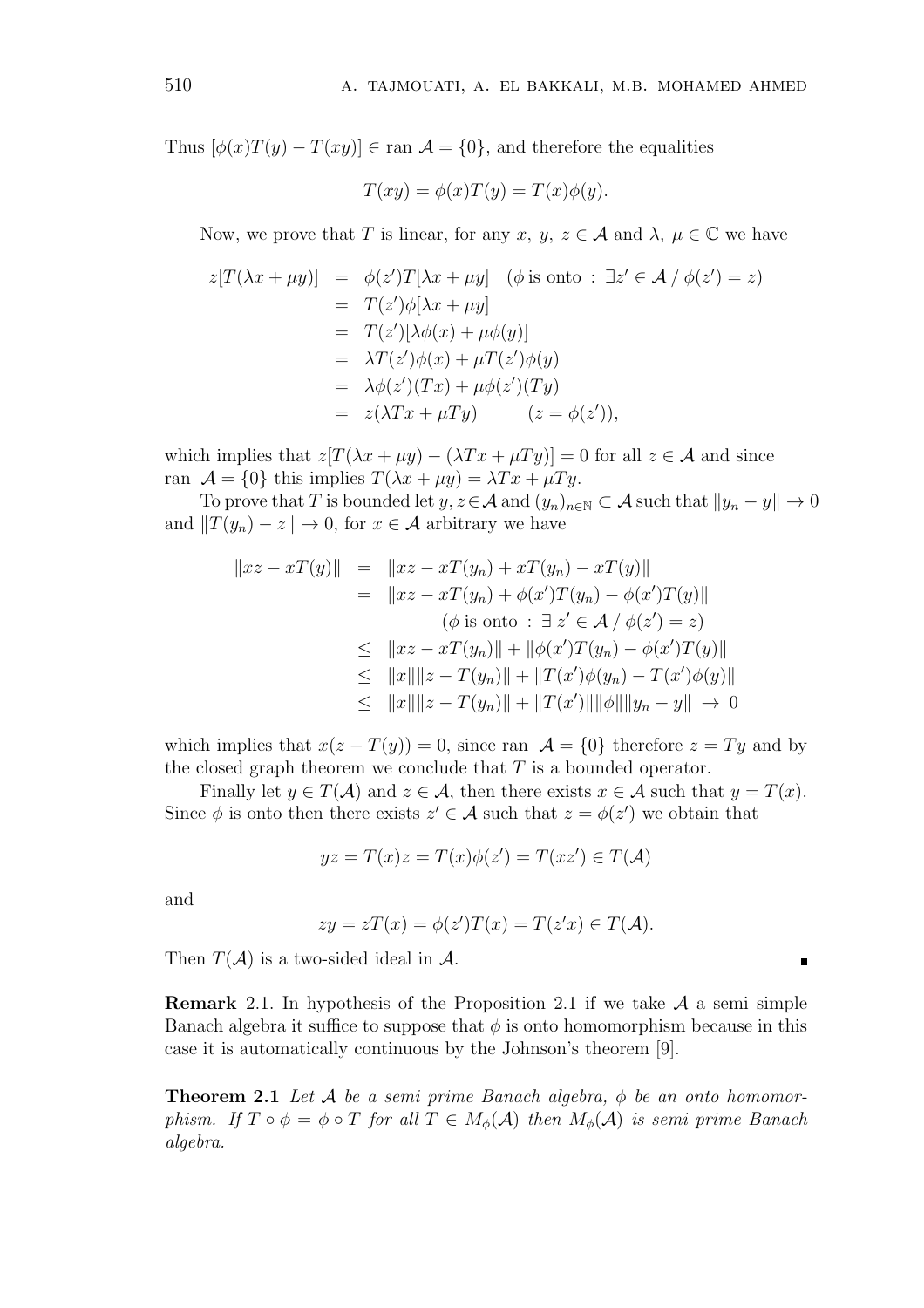Thus $[\phi(x)T(y) - T(xy)] \in \text{ran } \mathcal{A} = \{0\}$, and therefore the equalities

$$T(xy) = \phi(x)T(y) = T(x)\phi(y).$$

Now, we prove that $T$ is linear, for any $x,\ y,\ z \in \mathcal{A}$ and $\lambda,\ \mu \in \mathbb{C}$ we have

$$\begin{aligned}
z[T(\lambda x + \mu y)] &= \phi(z')T[\lambda x + \mu y] \quad (\phi \text{ is onto } : \exists z' \in \mathcal{A} \,/\, \phi(z') = z) \\
&= T(z')\phi[\lambda x + \mu y] \\
&= T(z')[\lambda \phi(x) + \mu \phi(y)] \\
&= \lambda T(z')\phi(x) + \mu T(z')\phi(y) \\
&= \lambda \phi(z')(Tx) + \mu \phi(z')(Ty) \\
&= z(\lambda Tx + \mu Ty) \qquad (z = \phi(z')),
\end{aligned}$$

which implies that $z[T(\lambda x + \mu y) - (\lambda Tx + \mu Ty)] = 0$ for all $z \in \mathcal{A}$ and since ran $\mathcal{A} = \{0\}$ this implies $T(\lambda x + \mu y) = \lambda Tx + \mu Ty$.

To prove that $T$ is bounded let $y, z \in \mathcal{A}$ and $(y_n)_{n\in\mathbb{N}} \subset \mathcal{A}$ such that $\|y_n - y\| \to 0$ and $\|T(y_n) - z\| \to 0$, for $x \in \mathcal{A}$ arbitrary we have

$$\begin{aligned}
\|xz - xT(y)\| &= \|xz - xT(y_n) + xT(y_n) - xT(y)\| \\
&= \|xz - xT(y_n) + \phi(x')T(y_n) - \phi(x')T(y)\| \\
&\qquad (\phi \text{ is onto } : \exists\, z' \in \mathcal{A} \,/\, \phi(z') = z) \\
&\leq \|xz - xT(y_n)\| + \|\phi(x')T(y_n) - \phi(x')T(y)\| \\
&\leq \|x\|\|z - T(y_n)\| + \|T(x')\phi(y_n) - T(x')\phi(y)\| \\
&\leq \|x\|\|z - T(y_n)\| + \|T(x')\|\|\phi\|\|y_n - y\| \ \to\ 0
\end{aligned}$$

which implies that $x(z - T(y)) = 0$, since ran $\mathcal{A} = \{0\}$ therefore $z = Ty$ and by the closed graph theorem we conclude that $T$ is a bounded operator.

Finally let $y \in T(\mathcal{A})$ and $z \in \mathcal{A}$, then there exists $x \in \mathcal{A}$ such that $y = T(x)$. Since $\phi$ is onto then there exists $z' \in \mathcal{A}$ such that $z = \phi(z')$ we obtain that

$$yz = T(x)z = T(x)\phi(z') = T(xz') \in T(\mathcal{A})$$

and

$$zy = zT(x) = \phi(z')T(x) = T(z'x) \in T(\mathcal{A}).$$

Then $T(\mathcal{A})$ is a two-sided ideal in $\mathcal{A}$. ∎

**Remark** 2.1. In hypothesis of the Proposition 2.1 if we take $\mathcal{A}$ a semi simple Banach algebra it suffice to suppose that $\phi$ is onto homomorphism because in this case it is automatically continuous by the Johnson's theorem [9].

**Theorem 2.1** *Let $\mathcal{A}$ be a semi prime Banach algebra, $\phi$ be an onto homomorphism. If $T \circ \phi = \phi \circ T$ for all $T \in M_\phi(\mathcal{A})$ then $M_\phi(\mathcal{A})$ is semi prime Banach algebra.*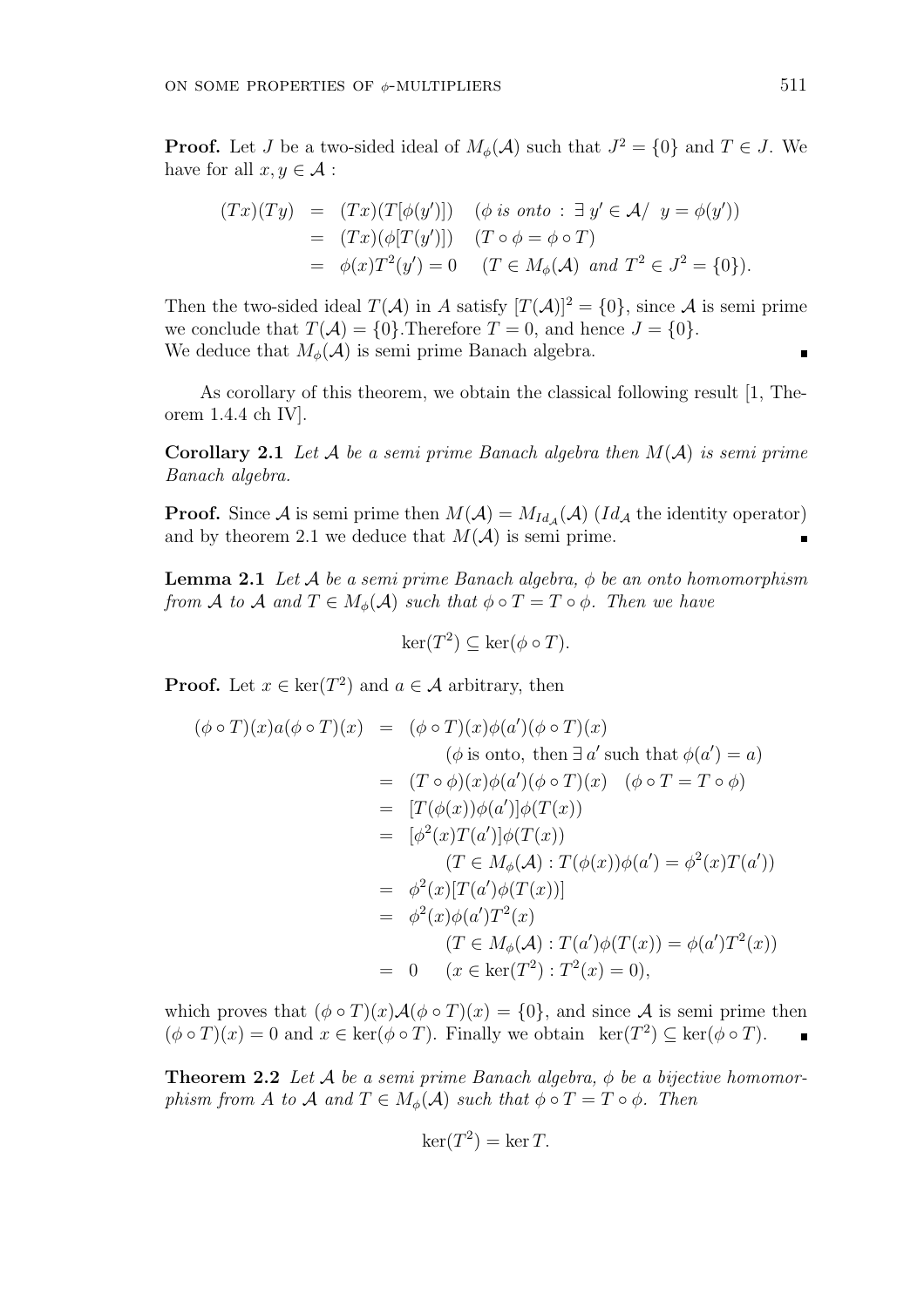**Proof.** Let $J$ be a two-sided ideal of $M_\phi(\mathcal{A})$ such that $J^2 = \{0\}$ and $T \in J$. We have for all $x, y \in \mathcal{A}$ :

$$\begin{aligned}
(Tx)(Ty) &= (Tx)(T[\phi(y')]) \quad (\phi \text{ is onto} : \exists\, y' \in \mathcal{A} / \ y = \phi(y')) \\
&= (Tx)(\phi[T(y')]) \quad (T \circ \phi = \phi \circ T) \\
&= \phi(x) T^2(y') = 0 \quad (T \in M_\phi(\mathcal{A}) \text{ and } T^2 \in J^2 = \{0\}).
\end{aligned}$$

Then the two-sided ideal $T(\mathcal{A})$ in $A$ satisfy $[T(\mathcal{A})]^2 = \{0\}$, since $\mathcal{A}$ is semi prime we conclude that $T(\mathcal{A}) = \{0\}$.Therefore $T = 0$, and hence $J = \{0\}$.
We deduce that $M_\phi(\mathcal{A})$ is semi prime Banach algebra. ∎

As corollary of this theorem, we obtain the classical following result [1, Theorem 1.4.4 ch IV].

**Corollary 2.1** *Let $\mathcal{A}$ be a semi prime Banach algebra then $M(\mathcal{A})$ is semi prime Banach algebra.*

**Proof.** Since $\mathcal{A}$ is semi prime then $M(\mathcal{A}) = M_{Id_{\mathcal{A}}}(\mathcal{A})$ ($Id_{\mathcal{A}}$ the identity operator) and by theorem 2.1 we deduce that $M(\mathcal{A})$ is semi prime. ∎

**Lemma 2.1** *Let $\mathcal{A}$ be a semi prime Banach algebra, $\phi$ be an onto homomorphism from $\mathcal{A}$ to $\mathcal{A}$ and $T \in M_\phi(\mathcal{A})$ such that $\phi \circ T = T \circ \phi$. Then we have*

$$\ker(T^2) \subseteq \ker(\phi \circ T).$$

**Proof.** Let $x \in \ker(T^2)$ and $a \in \mathcal{A}$ arbitrary, then

$$\begin{aligned}
(\phi \circ T)(x) a (\phi \circ T)(x) &= (\phi \circ T)(x) \phi(a') (\phi \circ T)(x) \\
&\qquad (\phi \text{ is onto, then } \exists\, a' \text{ such that } \phi(a') = a) \\
&= (T \circ \phi)(x) \phi(a') (\phi \circ T)(x) \quad (\phi \circ T = T \circ \phi) \\
&= [T(\phi(x)) \phi(a')] \phi(T(x)) \\
&= [\phi^2(x) T(a')] \phi(T(x)) \\
&\qquad (T \in M_\phi(\mathcal{A}) : T(\phi(x)) \phi(a') = \phi^2(x) T(a')) \\
&= \phi^2(x) [T(a') \phi(T(x))] \\
&= \phi^2(x) \phi(a') T^2(x) \\
&\qquad (T \in M_\phi(\mathcal{A}) : T(a') \phi(T(x)) = \phi(a') T^2(x)) \\
&= 0 \quad (x \in \ker(T^2) : T^2(x) = 0),
\end{aligned}$$

which proves that $(\phi \circ T)(x) \mathcal{A} (\phi \circ T)(x) = \{0\}$, and since $\mathcal{A}$ is semi prime then $(\phi \circ T)(x) = 0$ and $x \in \ker(\phi \circ T)$. Finally we obtain $\ker(T^2) \subseteq \ker(\phi \circ T)$. ∎

**Theorem 2.2** *Let $\mathcal{A}$ be a semi prime Banach algebra, $\phi$ be a bijective homomorphism from $A$ to $\mathcal{A}$ and $T \in M_\phi(\mathcal{A})$ such that $\phi \circ T = T \circ \phi$. Then*

$$\ker(T^2) = \ker T.$$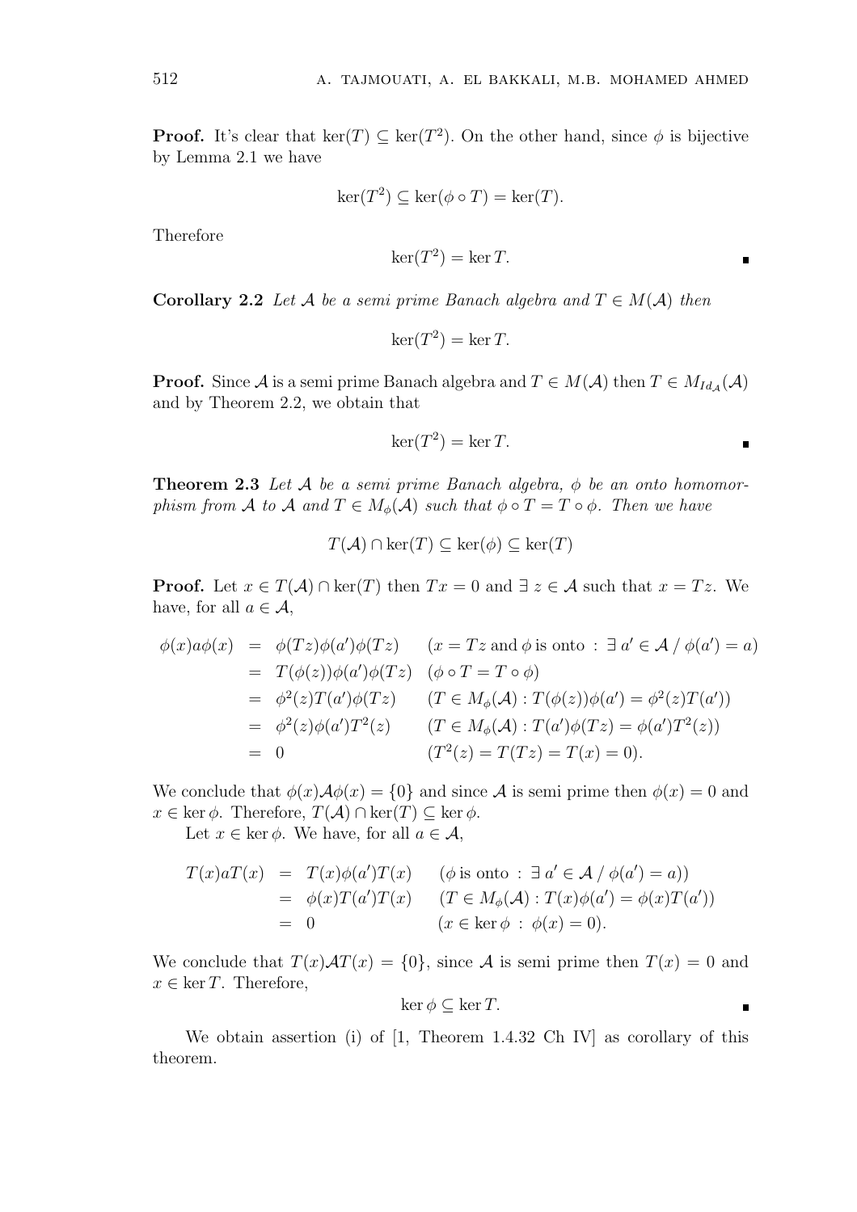**Proof.** It's clear that $\ker(T) \subseteq \ker(T^2)$. On the other hand, since $\phi$ is bijective by Lemma 2.1 we have

$$\ker(T^2) \subseteq \ker(\phi \circ T) = \ker(T).$$

Therefore

$$\ker(T^2) = \ker T. \qquad \blacksquare$$

**Corollary 2.2** *Let $\mathcal{A}$ be a semi prime Banach algebra and $T \in M(\mathcal{A})$ then*

$$\ker(T^2) = \ker T.$$

**Proof.** Since $\mathcal{A}$ is a semi prime Banach algebra and $T \in M(\mathcal{A})$ then $T \in M_{Id_{\mathcal{A}}}(\mathcal{A})$ and by Theorem 2.2, we obtain that

$$\ker(T^2) = \ker T. \qquad \blacksquare$$

**Theorem 2.3** *Let $\mathcal{A}$ be a semi prime Banach algebra, $\phi$ be an onto homomorphism from $\mathcal{A}$ to $\mathcal{A}$ and $T \in M_\phi(\mathcal{A})$ such that $\phi \circ T = T \circ \phi$. Then we have*

$$T(\mathcal{A}) \cap \ker(T) \subseteq \ker(\phi) \subseteq \ker(T)$$

**Proof.** Let $x \in T(\mathcal{A}) \cap \ker(T)$ then $Tx = 0$ and $\exists\, z \in \mathcal{A}$ such that $x = Tz$. We have, for all $a \in \mathcal{A}$,

$$\begin{aligned}
\phi(x)a\phi(x) &= \phi(Tz)\phi(a')\phi(Tz) && (x = Tz \text{ and } \phi \text{ is onto } : \exists\, a' \in \mathcal{A} \,/\, \phi(a') = a) \\
&= T(\phi(z))\phi(a')\phi(Tz) && (\phi \circ T = T \circ \phi) \\
&= \phi^2(z)T(a')\phi(Tz) && (T \in M_\phi(\mathcal{A}) : T(\phi(z))\phi(a') = \phi^2(z)T(a')) \\
&= \phi^2(z)\phi(a')T^2(z) && (T \in M_\phi(\mathcal{A}) : T(a')\phi(Tz) = \phi(a')T^2(z)) \\
&= 0 && (T^2(z) = T(Tz) = T(x) = 0).
\end{aligned}$$

We conclude that $\phi(x)\mathcal{A}\phi(x) = \{0\}$ and since $\mathcal{A}$ is semi prime then $\phi(x) = 0$ and $x \in \ker \phi$. Therefore, $T(\mathcal{A}) \cap \ker(T) \subseteq \ker \phi$.

Let $x \in \ker \phi$. We have, for all $a \in \mathcal{A}$,

$$\begin{aligned}
T(x)aT(x) &= T(x)\phi(a')T(x) && (\phi \text{ is onto } : \exists\, a' \in \mathcal{A} \,/\, \phi(a') = a)) \\
&= \phi(x)T(a')T(x) && (T \in M_\phi(\mathcal{A}) : T(x)\phi(a') = \phi(x)T(a')) \\
&= 0 && (x \in \ker \phi \,:\, \phi(x) = 0).
\end{aligned}$$

We conclude that $T(x)\mathcal{A}T(x) = \{0\}$, since $\mathcal{A}$ is semi prime then $T(x) = 0$ and $x \in \ker T$. Therefore,

$$\ker \phi \subseteq \ker T. \qquad \blacksquare$$

We obtain assertion (i) of [1, Theorem 1.4.32 Ch IV] as corollary of this theorem.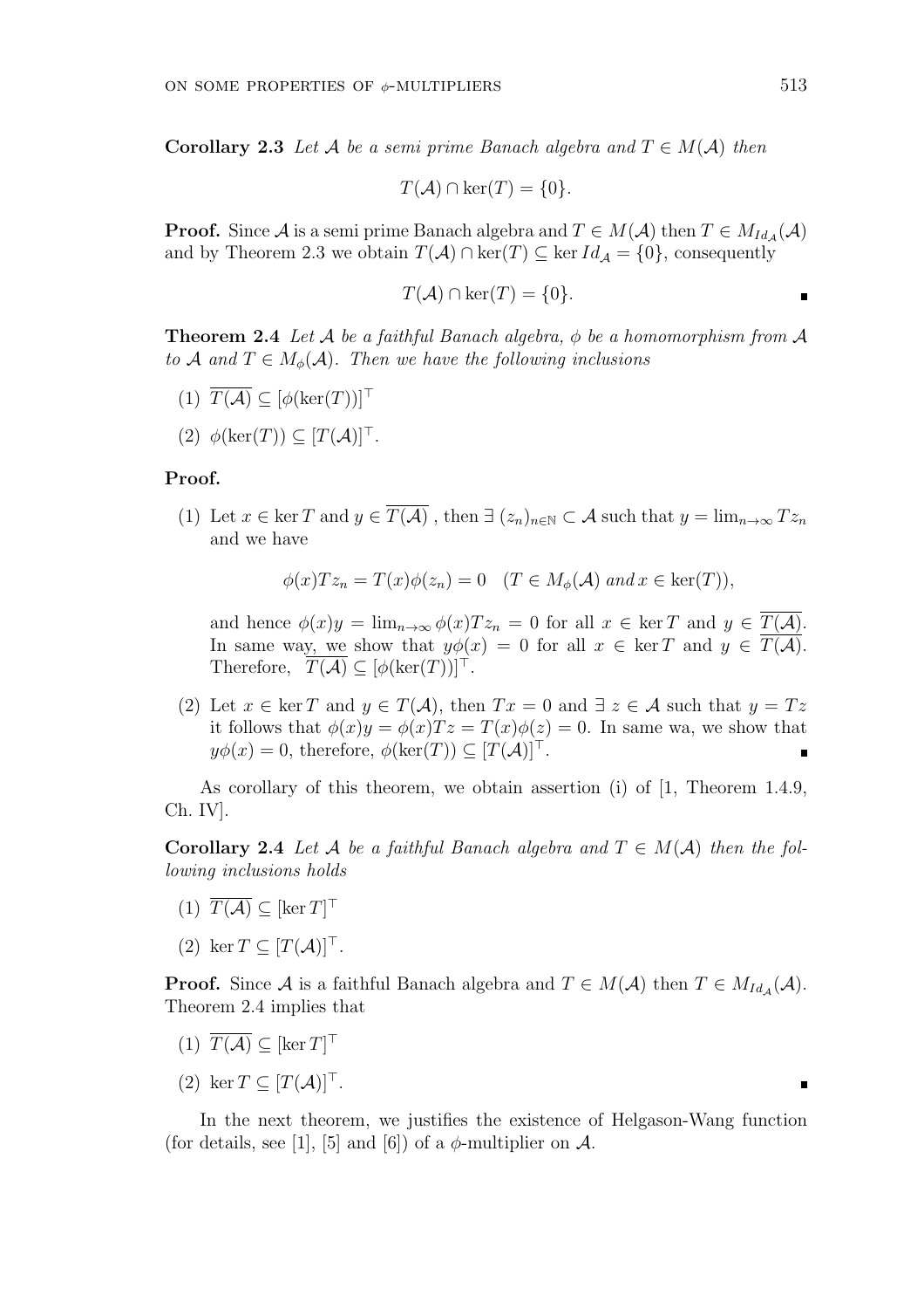**Corollary 2.3** *Let $\mathcal{A}$ be a semi prime Banach algebra and $T \in M(\mathcal{A})$ then*

$$T(\mathcal{A}) \cap \ker(T) = \{0\}.$$

**Proof.** Since $\mathcal{A}$ is a semi prime Banach algebra and $T \in M(\mathcal{A})$ then $T \in M_{Id_{\mathcal{A}}}(\mathcal{A})$ and by Theorem 2.3 we obtain $T(\mathcal{A}) \cap \ker(T) \subseteq \ker Id_{\mathcal{A}} = \{0\}$, consequently

$$T(\mathcal{A}) \cap \ker(T) = \{0\}.$$

**Theorem 2.4** *Let $\mathcal{A}$ be a faithful Banach algebra, $\phi$ be a homomorphism from $\mathcal{A}$ to $\mathcal{A}$ and $T \in M_{\phi}(\mathcal{A})$. Then we have the following inclusions*

(1) $\overline{T(\mathcal{A})} \subseteq [\phi(\ker(T))]^{\top}$

(2) $\phi(\ker(T)) \subseteq [T(\mathcal{A})]^{\top}$.

**Proof.**

(1) Let $x \in \ker T$ and $y \in \overline{T(\mathcal{A})}$ , then $\exists\ (z_n)_{n\in\mathbb{N}} \subset \mathcal{A}$ such that $y = \lim_{n\to\infty} Tz_n$ and we have

$$\phi(x)Tz_n = T(x)\phi(z_n) = 0 \quad (T \in M_{\phi}(\mathcal{A})\ and\ x \in \ker(T)),$$

and hence $\phi(x)y = \lim_{n\to\infty} \phi(x)Tz_n = 0$ for all $x \in \ker T$ and $y \in \overline{T(\mathcal{A})}$. In same way, we show that $y\phi(x) = 0$ for all $x \in \ker T$ and $y \in \overline{T(\mathcal{A})}$. Therefore, $\overline{T(\mathcal{A})} \subseteq [\phi(\ker(T))]^{\top}$.

(2) Let $x \in \ker T$ and $y \in T(\mathcal{A})$, then $Tx = 0$ and $\exists\ z \in \mathcal{A}$ such that $y = Tz$ it follows that $\phi(x)y = \phi(x)Tz = T(x)\phi(z) = 0$. In same wa, we show that $y\phi(x) = 0$, therefore, $\phi(\ker(T)) \subseteq [T(\mathcal{A})]^{\top}$.

As corollary of this theorem, we obtain assertion (i) of [1, Theorem 1.4.9, Ch. IV].

**Corollary 2.4** *Let $\mathcal{A}$ be a faithful Banach algebra and $T \in M(\mathcal{A})$ then the following inclusions holds*

(1) $\overline{T(\mathcal{A})} \subseteq [\ker T]^{\top}$

(2) $\ker T \subseteq [T(\mathcal{A})]^{\top}$.

**Proof.** Since $\mathcal{A}$ is a faithful Banach algebra and $T \in M(\mathcal{A})$ then $T \in M_{Id_{\mathcal{A}}}(\mathcal{A})$. Theorem 2.4 implies that

(1) $\overline{T(\mathcal{A})} \subseteq [\ker T]^{\top}$

(2) $\ker T \subseteq [T(\mathcal{A})]^{\top}$.

In the next theorem, we justifies the existence of Helgason-Wang function (for details, see [1], [5] and [6]) of a $\phi$-multiplier on $\mathcal{A}$.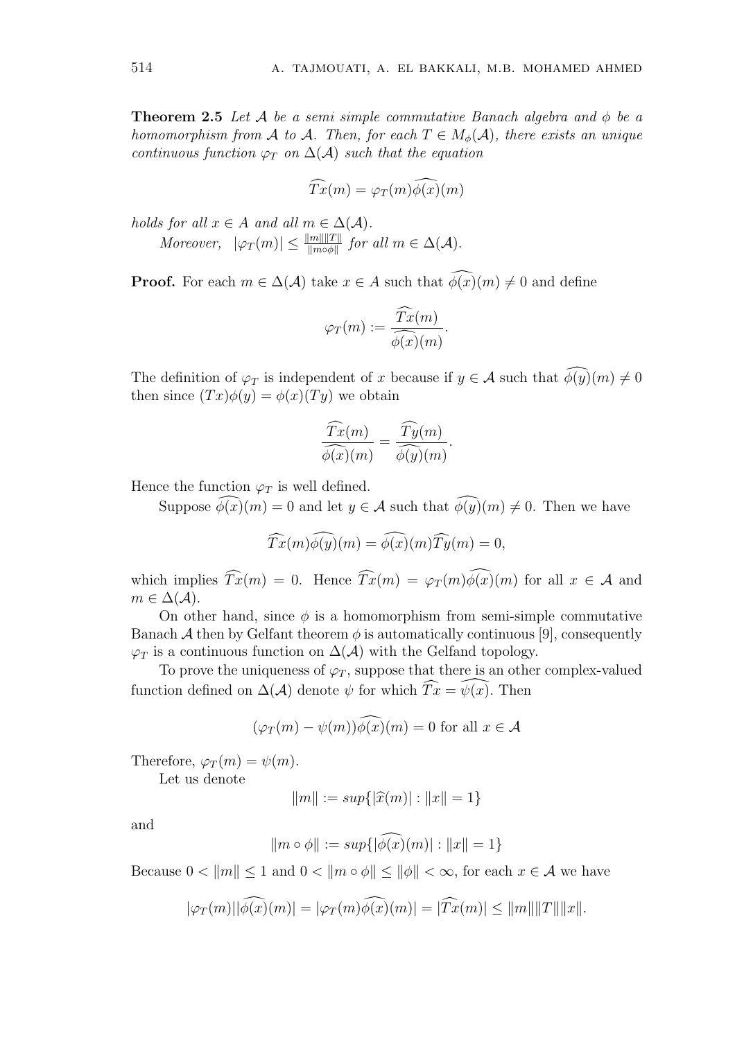**Theorem 2.5** *Let $\mathcal{A}$ be a semi simple commutative Banach algebra and $\phi$ be a homomorphism from $\mathcal{A}$ to $\mathcal{A}$. Then, for each $T \in M_\phi(\mathcal{A})$, there exists an unique continuous function $\varphi_T$ on $\Delta(\mathcal{A})$ such that the equation*

$$\widehat{Tx}(m) = \varphi_T(m)\widehat{\phi(x)}(m)$$

*holds for all $x \in A$ and all $m \in \Delta(\mathcal{A})$.*

*Moreover, $|\varphi_T(m)| \leq \frac{\|m\|\|T\|}{\|m\circ\phi\|}$ for all $m \in \Delta(\mathcal{A})$.*

**Proof.** For each $m \in \Delta(\mathcal{A})$ take $x \in A$ such that $\widehat{\phi(x)}(m) \neq 0$ and define

$$\varphi_T(m) := \frac{\widehat{Tx}(m)}{\widehat{\phi(x)}(m)}.$$

The definition of $\varphi_T$ is independent of $x$ because if $y \in \mathcal{A}$ such that $\widehat{\phi(y)}(m) \neq 0$ then since $(Tx)\phi(y) = \phi(x)(Ty)$ we obtain

$$\frac{\widehat{Tx}(m)}{\widehat{\phi(x)}(m)} = \frac{\widehat{Ty}(m)}{\widehat{\phi(y)}(m)}.$$

Hence the function $\varphi_T$ is well defined.

Suppose $\widehat{\phi(x)}(m) = 0$ and let $y \in \mathcal{A}$ such that $\widehat{\phi(y)}(m) \neq 0$. Then we have

$$\widehat{Tx}(m)\widehat{\phi(y)}(m) = \widehat{\phi(x)}(m)\widehat{Ty}(m) = 0,$$

which implies $\widehat{Tx}(m) = 0$. Hence $\widehat{Tx}(m) = \varphi_T(m)\widehat{\phi(x)}(m)$ for all $x \in \mathcal{A}$ and $m \in \Delta(\mathcal{A})$.

On other hand, since $\phi$ is a homomorphism from semi-simple commutative Banach $\mathcal{A}$ then by Gelfant theorem $\phi$ is automatically continuous [9], consequently $\varphi_T$ is a continuous function on $\Delta(\mathcal{A})$ with the Gelfand topology.

To prove the uniqueness of $\varphi_T$, suppose that there is an other complex-valued function defined on $\Delta(\mathcal{A})$ denote $\psi$ for which $\widehat{Tx} = \widehat{\psi(x)}$. Then

$$(\varphi_T(m) - \psi(m))\widehat{\phi(x)}(m) = 0 \text{ for all } x \in \mathcal{A}$$

Therefore, $\varphi_T(m) = \psi(m)$.

Let us denote

$$\|m\| := sup\{|\widehat{x}(m)| : \|x\| = 1\}$$

and

$$\|m \circ \phi\| := sup\{|\widehat{\phi(x)}(m)| : \|x\| = 1\}$$

Because $0 < \|m\| \leq 1$ and $0 < \|m \circ \phi\| \leq \|\phi\| < \infty$, for each $x \in \mathcal{A}$ we have

$$|\varphi_T(m)||\widehat{\phi(x)}(m)| = |\varphi_T(m)\widehat{\phi(x)}(m)| = |\widehat{Tx}(m)| \leq \|m\|\|T\|\|x\|.$$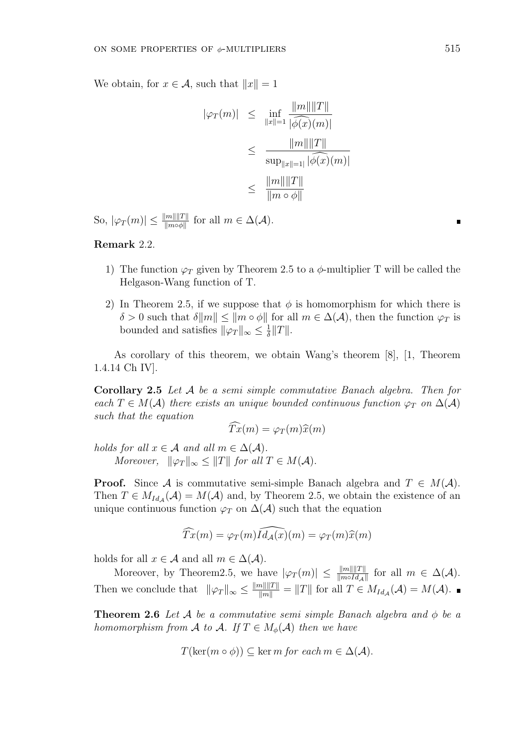We obtain, for $x \in \mathcal{A}$, such that $\|x\| = 1$

$$
\begin{aligned}
|\varphi_T(m)| &\leq \inf_{\|x\|=1} \frac{\|m\|\|T\|}{|\widehat{\phi(x)}(m)|} \\
&\leq \frac{\|m\|\|T\|}{\sup_{\|x\|=1|} |\widehat{\phi(x)}(m)|} \\
&\leq \frac{\|m\|\|T\|}{\|m \circ \phi\|}
\end{aligned}
$$

So, $|\varphi_T(m)| \leq \frac{\|m\|\|T\|}{\|m\circ\phi\|}$ for all $m \in \Delta(\mathcal{A})$. ∎

**Remark** 2.2.

1) The function $\varphi_T$ given by Theorem 2.5 to a $\phi$-multiplier T will be called the Helgason-Wang function of T.
2) In Theorem 2.5, if we suppose that $\phi$ is homomorphism for which there is $\delta > 0$ such that $\delta\|m\| \leq \|m \circ \phi\|$ for all $m \in \Delta(\mathcal{A})$, then the function $\varphi_T$ is bounded and satisfies $\|\varphi_T\|_\infty \leq \frac{1}{\delta}\|T\|$.

As corollary of this theorem, we obtain Wang's theorem [8], [1, Theorem 1.4.14 Ch IV].

**Corollary 2.5** *Let $\mathcal{A}$ be a semi simple commutative Banach algebra. Then for each $T \in M(\mathcal{A})$ there exists an unique bounded continuous function $\varphi_T$ on $\Delta(\mathcal{A})$ such that the equation*

$$\widehat{Tx}(m) = \varphi_T(m)\widehat{x}(m)$$

*holds for all $x \in \mathcal{A}$ and all $m \in \Delta(\mathcal{A})$.*

*Moreover, $\|\varphi_T\|_\infty \leq \|T\|$ for all $T \in M(\mathcal{A})$.*

**Proof.** Since $\mathcal{A}$ is commutative semi-simple Banach algebra and $T \in M(\mathcal{A})$. Then $T \in M_{Id_{\mathcal{A}}}(\mathcal{A}) = M(\mathcal{A})$ and, by Theorem 2.5, we obtain the existence of an unique continuous function $\varphi_T$ on $\Delta(\mathcal{A})$ such that the equation

$$\widehat{Tx}(m) = \varphi_T(m)\widehat{Id_{\mathcal{A}}(x)}(m) = \varphi_T(m)\widehat{x}(m)$$

holds for all $x \in \mathcal{A}$ and all $m \in \Delta(\mathcal{A})$.

Moreover, by Theorem2.5, we have $|\varphi_T(m)| \leq \frac{\|m\|\|T\|}{\|m\circ Id_{\mathcal{A}}\|}$ for all $m \in \Delta(\mathcal{A})$. Then we conclude that $\|\varphi_T\|_\infty \leq \frac{\|m\|\|T\|}{\|m\|} = \|T\|$ for all $T \in M_{Id_{\mathcal{A}}}(\mathcal{A}) = M(\mathcal{A})$. ∎

**Theorem 2.6** *Let $\mathcal{A}$ be a commutative semi simple Banach algebra and $\phi$ be a homomorphism from $\mathcal{A}$ to $\mathcal{A}$. If $T \in M_\phi(\mathcal{A})$ then we have*

$$T(\ker(m \circ \phi)) \subseteq \ker m \text{ for each } m \in \Delta(\mathcal{A}).$$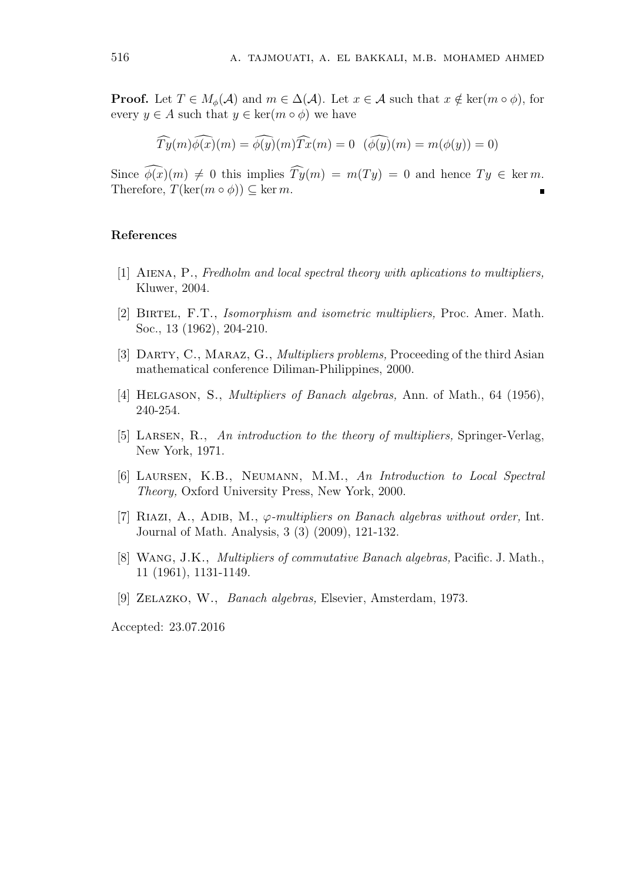**Proof.** Let $T \in M_\phi(\mathcal{A})$ and $m \in \Delta(\mathcal{A})$. Let $x \in \mathcal{A}$ such that $x \notin \ker(m \circ \phi)$, for every $y \in A$ such that $y \in \ker(m \circ \phi)$ we have

$$\widehat{Ty}(m)\widehat{\phi(x)}(m) = \widehat{\phi(y)}(m)\widehat{Tx}(m) = 0 \quad (\widehat{\phi(y)}(m) = m(\phi(y)) = 0)$$

Since $\widehat{\phi(x)}(m) \neq 0$ this implies $\widehat{Ty}(m) = m(Ty) = 0$ and hence $Ty \in \ker m$. Therefore, $T(\ker(m \circ \phi)) \subseteq \ker m$. ∎

## References

[1] Aiena, P., *Fredholm and local spectral theory with aplications to multipliers,* Kluwer, 2004.

[2] Birtel, F.T., *Isomorphism and isometric multipliers,* Proc. Amer. Math. Soc., 13 (1962), 204-210.

[3] Darty, C., Maraz, G., *Multipliers problems,* Proceeding of the third Asian mathematical conference Diliman-Philippines, 2000.

[4] Helgason, S., *Multipliers of Banach algebras,* Ann. of Math., 64 (1956), 240-254.

[5] Larsen, R., *An introduction to the theory of multipliers,* Springer-Verlag, New York, 1971.

[6] Laursen, K.B., Neumann, M.M., *An Introduction to Local Spectral Theory,* Oxford University Press, New York, 2000.

[7] Riazi, A., Adib, M., *$\varphi$-multipliers on Banach algebras without order,* Int. Journal of Math. Analysis, 3 (3) (2009), 121-132.

[8] Wang, J.K., *Multipliers of commutative Banach algebras,* Pacific. J. Math., 11 (1961), 1131-1149.

[9] Zelazko, W., *Banach algebras,* Elsevier, Amsterdam, 1973.

Accepted: 23.07.2016